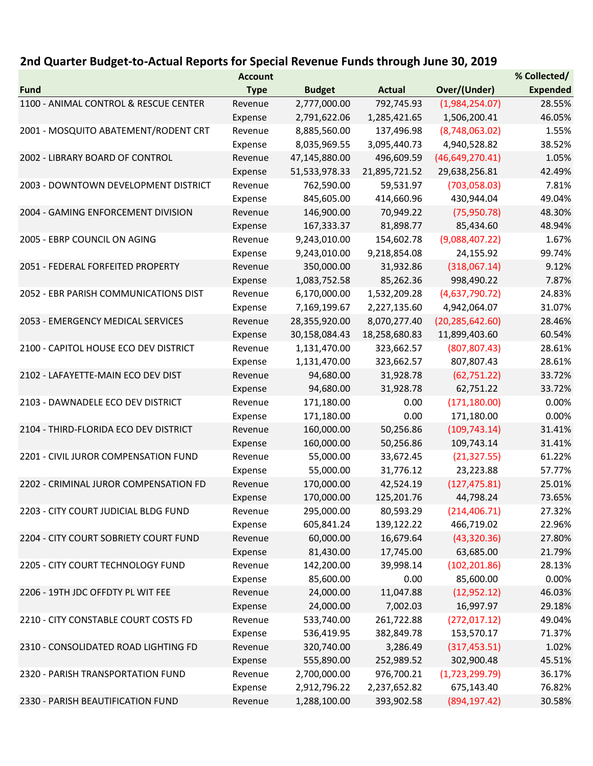## 2nd Quarter Budget-to-Actual Reports for Special Revenue Funds through June 30, 2019

| Fund | Account Type | Budget | Actual | Over/(Under) | % Collected/ Expended |
|---|---|---|---|---|---|
| 1100 - ANIMAL CONTROL & RESCUE CENTER | Revenue | 2,777,000.00 | 792,745.93 | (1,984,254.07) | 28.55% |
| | Expense | 2,791,622.06 | 1,285,421.65 | 1,506,200.41 | 46.05% |
| 2001 - MOSQUITO ABATEMENT/RODENT CRT | Revenue | 8,885,560.00 | 137,496.98 | (8,748,063.02) | 1.55% |
| | Expense | 8,035,969.55 | 3,095,440.73 | 4,940,528.82 | 38.52% |
| 2002 - LIBRARY BOARD OF CONTROL | Revenue | 47,145,880.00 | 496,609.59 | (46,649,270.41) | 1.05% |
| | Expense | 51,533,978.33 | 21,895,721.52 | 29,638,256.81 | 42.49% |
| 2003 - DOWNTOWN DEVELOPMENT DISTRICT | Revenue | 762,590.00 | 59,531.97 | (703,058.03) | 7.81% |
| | Expense | 845,605.00 | 414,660.96 | 430,944.04 | 49.04% |
| 2004 - GAMING ENFORCEMENT DIVISION | Revenue | 146,900.00 | 70,949.22 | (75,950.78) | 48.30% |
| | Expense | 167,333.37 | 81,898.77 | 85,434.60 | 48.94% |
| 2005 - EBRP COUNCIL ON AGING | Revenue | 9,243,010.00 | 154,602.78 | (9,088,407.22) | 1.67% |
| | Expense | 9,243,010.00 | 9,218,854.08 | 24,155.92 | 99.74% |
| 2051 - FEDERAL FORFEITED PROPERTY | Revenue | 350,000.00 | 31,932.86 | (318,067.14) | 9.12% |
| | Expense | 1,083,752.58 | 85,262.36 | 998,490.22 | 7.87% |
| 2052 - EBR PARISH COMMUNICATIONS DIST | Revenue | 6,170,000.00 | 1,532,209.28 | (4,637,790.72) | 24.83% |
| | Expense | 7,169,199.67 | 2,227,135.60 | 4,942,064.07 | 31.07% |
| 2053 - EMERGENCY MEDICAL SERVICES | Revenue | 28,355,920.00 | 8,070,277.40 | (20,285,642.60) | 28.46% |
| | Expense | 30,158,084.43 | 18,258,680.83 | 11,899,403.60 | 60.54% |
| 2100 - CAPITOL HOUSE ECO DEV DISTRICT | Revenue | 1,131,470.00 | 323,662.57 | (807,807.43) | 28.61% |
| | Expense | 1,131,470.00 | 323,662.57 | 807,807.43 | 28.61% |
| 2102 - LAFAYETTE-MAIN ECO DEV DIST | Revenue | 94,680.00 | 31,928.78 | (62,751.22) | 33.72% |
| | Expense | 94,680.00 | 31,928.78 | 62,751.22 | 33.72% |
| 2103 - DAWNADELE ECO DEV DISTRICT | Revenue | 171,180.00 | 0.00 | (171,180.00) | 0.00% |
| | Expense | 171,180.00 | 0.00 | 171,180.00 | 0.00% |
| 2104 - THIRD-FLORIDA ECO DEV DISTRICT | Revenue | 160,000.00 | 50,256.86 | (109,743.14) | 31.41% |
| | Expense | 160,000.00 | 50,256.86 | 109,743.14 | 31.41% |
| 2201 - CIVIL JUROR COMPENSATION FUND | Revenue | 55,000.00 | 33,672.45 | (21,327.55) | 61.22% |
| | Expense | 55,000.00 | 31,776.12 | 23,223.88 | 57.77% |
| 2202 - CRIMINAL JUROR COMPENSATION FD | Revenue | 170,000.00 | 42,524.19 | (127,475.81) | 25.01% |
| | Expense | 170,000.00 | 125,201.76 | 44,798.24 | 73.65% |
| 2203 - CITY COURT JUDICIAL BLDG FUND | Revenue | 295,000.00 | 80,593.29 | (214,406.71) | 27.32% |
| | Expense | 605,841.24 | 139,122.22 | 466,719.02 | 22.96% |
| 2204 - CITY COURT SOBRIETY COURT FUND | Revenue | 60,000.00 | 16,679.64 | (43,320.36) | 27.80% |
| | Expense | 81,430.00 | 17,745.00 | 63,685.00 | 21.79% |
| 2205 - CITY COURT TECHNOLOGY FUND | Revenue | 142,200.00 | 39,998.14 | (102,201.86) | 28.13% |
| | Expense | 85,600.00 | 0.00 | 85,600.00 | 0.00% |
| 2206 - 19TH JDC OFFDTY PL WIT FEE | Revenue | 24,000.00 | 11,047.88 | (12,952.12) | 46.03% |
| | Expense | 24,000.00 | 7,002.03 | 16,997.97 | 29.18% |
| 2210 - CITY CONSTABLE COURT COSTS FD | Revenue | 533,740.00 | 261,722.88 | (272,017.12) | 49.04% |
| | Expense | 536,419.95 | 382,849.78 | 153,570.17 | 71.37% |
| 2310 - CONSOLIDATED ROAD LIGHTING FD | Revenue | 320,740.00 | 3,286.49 | (317,453.51) | 1.02% |
| | Expense | 555,890.00 | 252,989.52 | 302,900.48 | 45.51% |
| 2320 - PARISH TRANSPORTATION FUND | Revenue | 2,700,000.00 | 976,700.21 | (1,723,299.79) | 36.17% |
| | Expense | 2,912,796.22 | 2,237,652.82 | 675,143.40 | 76.82% |
| 2330 - PARISH BEAUTIFICATION FUND | Revenue | 1,288,100.00 | 393,902.58 | (894,197.42) | 30.58% |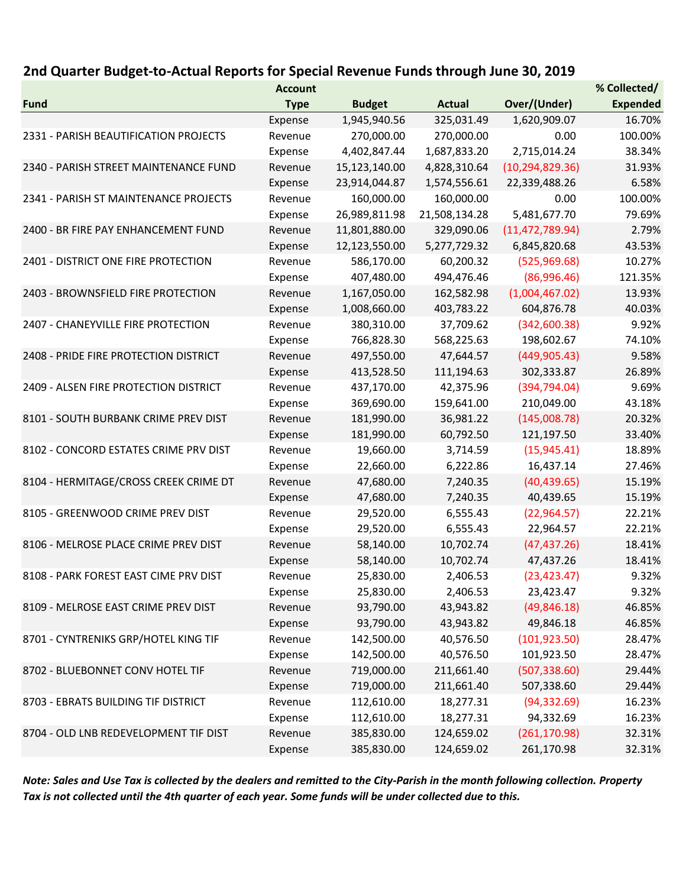## 2nd Quarter Budget-to-Actual Reports for Special Revenue Funds through June 30, 2019

| Fund | Account Type | Budget | Actual | Over/(Under) | % Collected/ Expended |
|---|---|---|---|---|---|
| | Expense | 1,945,940.56 | 325,031.49 | 1,620,909.07 | 16.70% |
| 2331 - PARISH BEAUTIFICATION PROJECTS | Revenue | 270,000.00 | 270,000.00 | 0.00 | 100.00% |
| | Expense | 4,402,847.44 | 1,687,833.20 | 2,715,014.24 | 38.34% |
| 2340 - PARISH STREET MAINTENANCE FUND | Revenue | 15,123,140.00 | 4,828,310.64 | (10,294,829.36) | 31.93% |
| | Expense | 23,914,044.87 | 1,574,556.61 | 22,339,488.26 | 6.58% |
| 2341 - PARISH ST MAINTENANCE PROJECTS | Revenue | 160,000.00 | 160,000.00 | 0.00 | 100.00% |
| | Expense | 26,989,811.98 | 21,508,134.28 | 5,481,677.70 | 79.69% |
| 2400 - BR FIRE PAY ENHANCEMENT FUND | Revenue | 11,801,880.00 | 329,090.06 | (11,472,789.94) | 2.79% |
| | Expense | 12,123,550.00 | 5,277,729.32 | 6,845,820.68 | 43.53% |
| 2401 - DISTRICT ONE FIRE PROTECTION | Revenue | 586,170.00 | 60,200.32 | (525,969.68) | 10.27% |
| | Expense | 407,480.00 | 494,476.46 | (86,996.46) | 121.35% |
| 2403 - BROWNSFIELD FIRE PROTECTION | Revenue | 1,167,050.00 | 162,582.98 | (1,004,467.02) | 13.93% |
| | Expense | 1,008,660.00 | 403,783.22 | 604,876.78 | 40.03% |
| 2407 - CHANEYVILLE FIRE PROTECTION | Revenue | 380,310.00 | 37,709.62 | (342,600.38) | 9.92% |
| | Expense | 766,828.30 | 568,225.63 | 198,602.67 | 74.10% |
| 2408 - PRIDE FIRE PROTECTION DISTRICT | Revenue | 497,550.00 | 47,644.57 | (449,905.43) | 9.58% |
| | Expense | 413,528.50 | 111,194.63 | 302,333.87 | 26.89% |
| 2409 - ALSEN FIRE PROTECTION DISTRICT | Revenue | 437,170.00 | 42,375.96 | (394,794.04) | 9.69% |
| | Expense | 369,690.00 | 159,641.00 | 210,049.00 | 43.18% |
| 8101 - SOUTH BURBANK CRIME PREV DIST | Revenue | 181,990.00 | 36,981.22 | (145,008.78) | 20.32% |
| | Expense | 181,990.00 | 60,792.50 | 121,197.50 | 33.40% |
| 8102 - CONCORD ESTATES CRIME PRV DIST | Revenue | 19,660.00 | 3,714.59 | (15,945.41) | 18.89% |
| | Expense | 22,660.00 | 6,222.86 | 16,437.14 | 27.46% |
| 8104 - HERMITAGE/CROSS CREEK CRIME DT | Revenue | 47,680.00 | 7,240.35 | (40,439.65) | 15.19% |
| | Expense | 47,680.00 | 7,240.35 | 40,439.65 | 15.19% |
| 8105 - GREENWOOD CRIME PREV DIST | Revenue | 29,520.00 | 6,555.43 | (22,964.57) | 22.21% |
| | Expense | 29,520.00 | 6,555.43 | 22,964.57 | 22.21% |
| 8106 - MELROSE PLACE CRIME PREV DIST | Revenue | 58,140.00 | 10,702.74 | (47,437.26) | 18.41% |
| | Expense | 58,140.00 | 10,702.74 | 47,437.26 | 18.41% |
| 8108 - PARK FOREST EAST CIME PRV DIST | Revenue | 25,830.00 | 2,406.53 | (23,423.47) | 9.32% |
| | Expense | 25,830.00 | 2,406.53 | 23,423.47 | 9.32% |
| 8109 - MELROSE EAST CRIME PREV DIST | Revenue | 93,790.00 | 43,943.82 | (49,846.18) | 46.85% |
| | Expense | 93,790.00 | 43,943.82 | 49,846.18 | 46.85% |
| 8701 - CYNTRENIKS GRP/HOTEL KING TIF | Revenue | 142,500.00 | 40,576.50 | (101,923.50) | 28.47% |
| | Expense | 142,500.00 | 40,576.50 | 101,923.50 | 28.47% |
| 8702 - BLUEBONNET CONV HOTEL TIF | Revenue | 719,000.00 | 211,661.40 | (507,338.60) | 29.44% |
| | Expense | 719,000.00 | 211,661.40 | 507,338.60 | 29.44% |
| 8703 - EBRATS BUILDING TIF DISTRICT | Revenue | 112,610.00 | 18,277.31 | (94,332.69) | 16.23% |
| | Expense | 112,610.00 | 18,277.31 | 94,332.69 | 16.23% |
| 8704 - OLD LNB REDEVELOPMENT TIF DIST | Revenue | 385,830.00 | 124,659.02 | (261,170.98) | 32.31% |
| | Expense | 385,830.00 | 124,659.02 | 261,170.98 | 32.31% |

***Note: Sales and Use Tax is collected by the dealers and remitted to the City-Parish in the month following collection. Property Tax is not collected until the 4th quarter of each year. Some funds will be under collected due to this.***